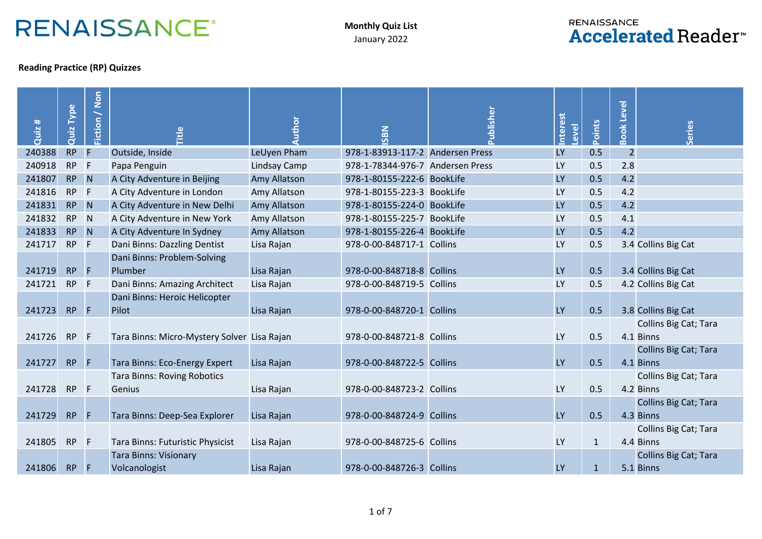RENAISSANCE®

**Monthly Quiz List**
January 2022

RENAISSANCE **Accelerated** Reader™

**Reading Practice (RP) Quizzes**

| Quiz # | Quiz Type | Fiction / Non | Title | Author | ISBN | Publisher | Interest Level | Points | Book Level | Series |
|---|---|---|---|---|---|---|---|---|---|---|
| 240388 | RP | F | Outside, Inside | LeUyen Pham | 978-1-83913-117-2 | Andersen Press | LY | 0.5 | 2 | |
| 240918 | RP | F | Papa Penguin | Lindsay Camp | 978-1-78344-976-7 | Andersen Press | LY | 0.5 | 2.8 | |
| 241807 | RP | N | A City Adventure in Beijing | Amy Allatson | 978-1-80155-222-6 | BookLife | LY | 0.5 | 4.2 | |
| 241816 | RP | F | A City Adventure in London | Amy Allatson | 978-1-80155-223-3 | BookLife | LY | 0.5 | 4.2 | |
| 241831 | RP | N | A City Adventure in New Delhi | Amy Allatson | 978-1-80155-224-0 | BookLife | LY | 0.5 | 4.2 | |
| 241832 | RP | N | A City Adventure in New York | Amy Allatson | 978-1-80155-225-7 | BookLife | LY | 0.5 | 4.1 | |
| 241833 | RP | N | A City Adventure In Sydney | Amy Allatson | 978-1-80155-226-4 | BookLife | LY | 0.5 | 4.2 | |
| 241717 | RP | F | Dani Binns: Dazzling Dentist | Lisa Rajan | 978-0-00-848717-1 | Collins | LY | 0.5 | 3.4 | Collins Big Cat |
| 241719 | RP | F | Dani Binns: Problem-Solving Plumber | Lisa Rajan | 978-0-00-848718-8 | Collins | LY | 0.5 | 3.4 | Collins Big Cat |
| 241721 | RP | F | Dani Binns: Amazing Architect | Lisa Rajan | 978-0-00-848719-5 | Collins | LY | 0.5 | 4.2 | Collins Big Cat |
| 241723 | RP | F | Dani Binns: Heroic Helicopter Pilot | Lisa Rajan | 978-0-00-848720-1 | Collins | LY | 0.5 | 3.8 | Collins Big Cat |
| 241726 | RP | F | Tara Binns: Micro-Mystery Solver | Lisa Rajan | 978-0-00-848721-8 | Collins | LY | 0.5 | 4.1 | Collins Big Cat; Tara Binns |
| 241727 | RP | F | Tara Binns: Eco-Energy Expert | Lisa Rajan | 978-0-00-848722-5 | Collins | LY | 0.5 | 4.1 | Collins Big Cat; Tara Binns |
| 241728 | RP | F | Tara Binns: Roving Robotics Genius | Lisa Rajan | 978-0-00-848723-2 | Collins | LY | 0.5 | 4.2 | Collins Big Cat; Tara Binns |
| 241729 | RP | F | Tara Binns: Deep-Sea Explorer | Lisa Rajan | 978-0-00-848724-9 | Collins | LY | 0.5 | 4.3 | Collins Big Cat; Tara Binns |
| 241805 | RP | F | Tara Binns: Futuristic Physicist | Lisa Rajan | 978-0-00-848725-6 | Collins | LY | 1 | 4.4 | Collins Big Cat; Tara Binns |
| 241806 | RP | F | Tara Binns: Visionary Volcanologist | Lisa Rajan | 978-0-00-848726-3 | Collins | LY | 1 | 5.1 | Collins Big Cat; Tara Binns |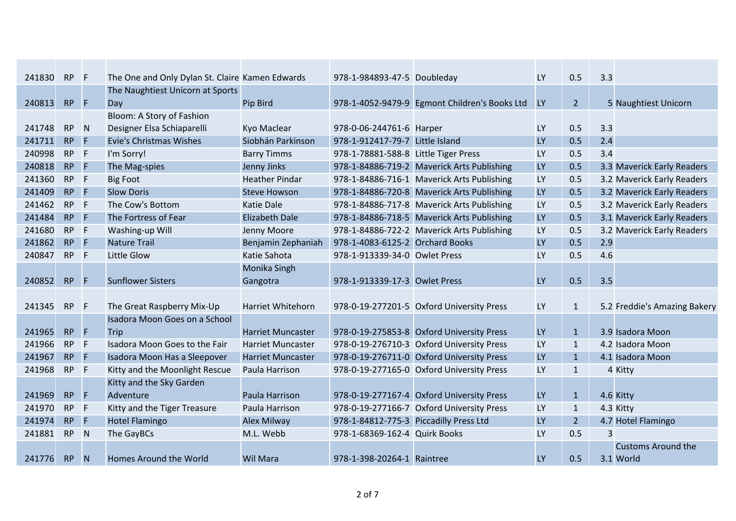| | | | | | | | | | |
|---|---|---|---|---|---|---|---|---|---|
| 241830 | RP | F | The One and Only Dylan St. Claire | Kamen Edwards | 978-1-984893-47-5 | Doubleday | LY | 0.5 | 3.3 | |
| 240813 | RP | F | The Naughtiest Unicorn at Sports Day | Pip Bird | 978-1-4052-9479-9 | Egmont Children's Books Ltd | LY | 2 | 5 | Naughtiest Unicorn |
| 241748 | RP | N | Bloom: A Story of Fashion Designer Elsa Schiaparelli | Kyo Maclear | 978-0-06-244761-6 | Harper | LY | 0.5 | 3.3 | |
| 241711 | RP | F | Evie's Christmas Wishes | Siobhán Parkinson | 978-1-912417-79-7 | Little Island | LY | 0.5 | 2.4 | |
| 240998 | RP | F | I'm Sorry! | Barry Timms | 978-1-78881-588-8 | Little Tiger Press | LY | 0.5 | 3.4 | |
| 240818 | RP | F | The Mag-spies | Jenny Jinks | 978-1-84886-719-2 | Maverick Arts Publishing | LY | 0.5 | 3.3 | Maverick Early Readers |
| 241360 | RP | F | Big Foot | Heather Pindar | 978-1-84886-716-1 | Maverick Arts Publishing | LY | 0.5 | 3.2 | Maverick Early Readers |
| 241409 | RP | F | Slow Doris | Steve Howson | 978-1-84886-720-8 | Maverick Arts Publishing | LY | 0.5 | 3.2 | Maverick Early Readers |
| 241462 | RP | F | The Cow's Bottom | Katie Dale | 978-1-84886-717-8 | Maverick Arts Publishing | LY | 0.5 | 3.2 | Maverick Early Readers |
| 241484 | RP | F | The Fortress of Fear | Elizabeth Dale | 978-1-84886-718-5 | Maverick Arts Publishing | LY | 0.5 | 3.1 | Maverick Early Readers |
| 241680 | RP | F | Washing-up Will | Jenny Moore | 978-1-84886-722-2 | Maverick Arts Publishing | LY | 0.5 | 3.2 | Maverick Early Readers |
| 241862 | RP | F | Nature Trail | Benjamin Zephaniah | 978-1-4083-6125-2 | Orchard Books | LY | 0.5 | 2.9 | |
| 240847 | RP | F | Little Glow | Katie Sahota | 978-1-913339-34-0 | Owlet Press | LY | 0.5 | 4.6 | |
| 240852 | RP | F | Sunflower Sisters | Monika Singh Gangotra | 978-1-913339-17-3 | Owlet Press | LY | 0.5 | 3.5 | |
| 241345 | RP | F | The Great Raspberry Mix-Up | Harriet Whitehorn | 978-0-19-277201-5 | Oxford University Press | LY | 1 | 5.2 | Freddie's Amazing Bakery |
| 241965 | RP | F | Isadora Moon Goes on a School Trip | Harriet Muncaster | 978-0-19-275853-8 | Oxford University Press | LY | 1 | 3.9 | Isadora Moon |
| 241966 | RP | F | Isadora Moon Goes to the Fair | Harriet Muncaster | 978-0-19-276710-3 | Oxford University Press | LY | 1 | 4.2 | Isadora Moon |
| 241967 | RP | F | Isadora Moon Has a Sleepover | Harriet Muncaster | 978-0-19-276711-0 | Oxford University Press | LY | 1 | 4.1 | Isadora Moon |
| 241968 | RP | F | Kitty and the Moonlight Rescue | Paula Harrison | 978-0-19-277165-0 | Oxford University Press | LY | 1 | 4 | Kitty |
| 241969 | RP | F | Kitty and the Sky Garden Adventure | Paula Harrison | 978-0-19-277167-4 | Oxford University Press | LY | 1 | 4.6 | Kitty |
| 241970 | RP | F | Kitty and the Tiger Treasure | Paula Harrison | 978-0-19-277166-7 | Oxford University Press | LY | 1 | 4.3 | Kitty |
| 241974 | RP | F | Hotel Flamingo | Alex Milway | 978-1-84812-775-3 | Piccadilly Press Ltd | LY | 2 | 4.7 | Hotel Flamingo |
| 241881 | RP | N | The GayBCs | M.L. Webb | 978-1-68369-162-4 | Quirk Books | LY | 0.5 | 3 | |
| 241776 | RP | N | Homes Around the World | Wil Mara | 978-1-398-20264-1 | Raintree | LY | 0.5 | 3.1 | Customs Around the World |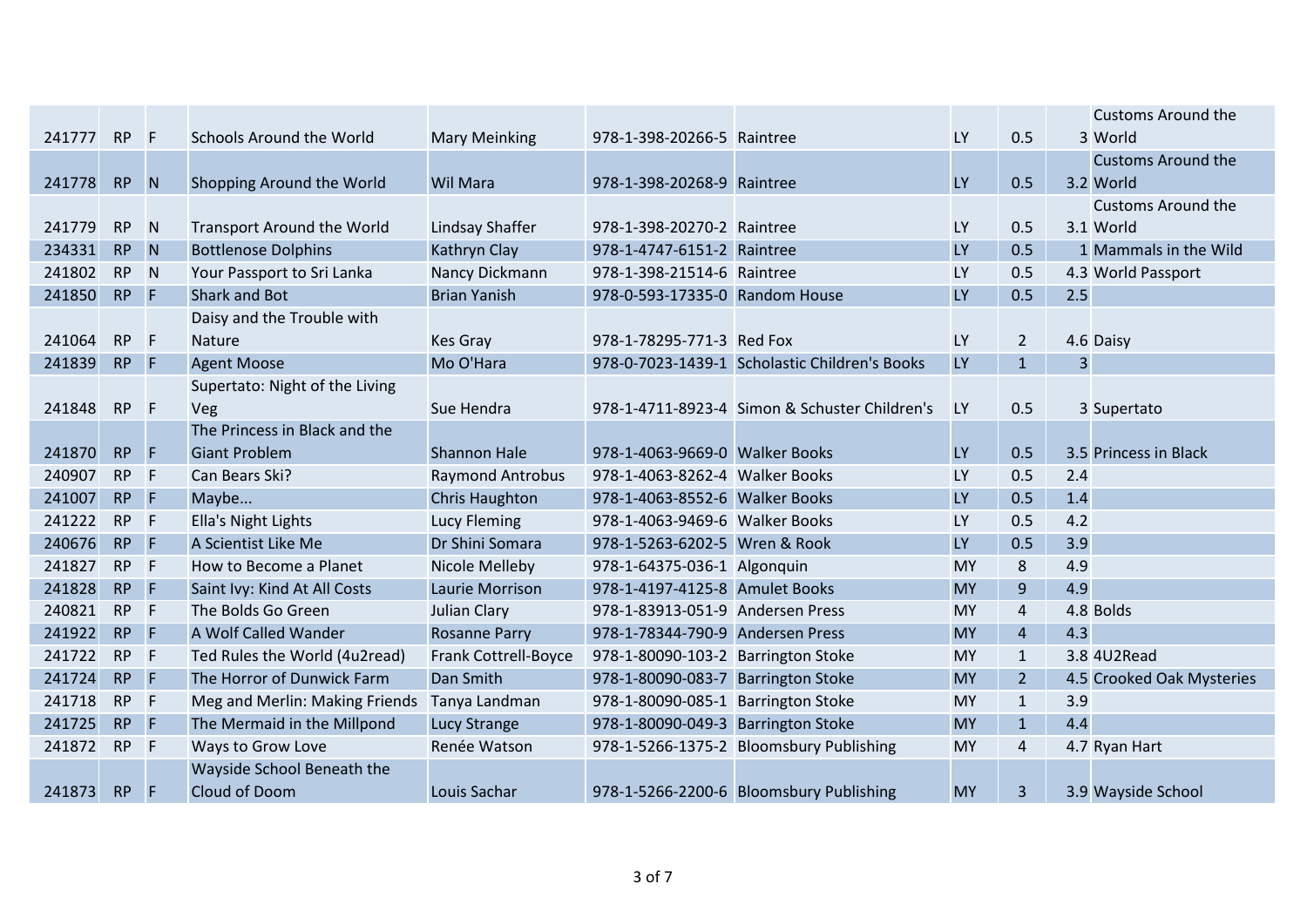| | | | | | | | | | | |
|---|---|---|---|---|---|---|---|---|---|---|
| 241777 | RP | F | Schools Around the World | Mary Meinking | 978-1-398-20266-5 | Raintree | LY | 0.5 | 3 | Customs Around the World |
| 241778 | RP | N | Shopping Around the World | Wil Mara | 978-1-398-20268-9 | Raintree | LY | 0.5 | 3.2 | Customs Around the World |
| 241779 | RP | N | Transport Around the World | Lindsay Shaffer | 978-1-398-20270-2 | Raintree | LY | 0.5 | 3.1 | Customs Around the World |
| 234331 | RP | N | Bottlenose Dolphins | Kathryn Clay | 978-1-4747-6151-2 | Raintree | LY | 0.5 | 1 | Mammals in the Wild |
| 241802 | RP | N | Your Passport to Sri Lanka | Nancy Dickmann | 978-1-398-21514-6 | Raintree | LY | 0.5 | 4.3 | World Passport |
| 241850 | RP | F | Shark and Bot | Brian Yanish | 978-0-593-17335-0 | Random House | LY | 0.5 | 2.5 | |
| 241064 | RP | F | Daisy and the Trouble with Nature | Kes Gray | 978-1-78295-771-3 | Red Fox | LY | 2 | 4.6 | Daisy |
| 241839 | RP | F | Agent Moose | Mo O'Hara | 978-0-7023-1439-1 | Scholastic Children's Books | LY | 1 | 3 | |
| 241848 | RP | F | Supertato: Night of the Living Veg | Sue Hendra | 978-1-4711-8923-4 | Simon & Schuster Children's | LY | 0.5 | 3 | Supertato |
| 241870 | RP | F | The Princess in Black and the Giant Problem | Shannon Hale | 978-1-4063-9669-0 | Walker Books | LY | 0.5 | 3.5 | Princess in Black |
| 240907 | RP | F | Can Bears Ski? | Raymond Antrobus | 978-1-4063-8262-4 | Walker Books | LY | 0.5 | 2.4 | |
| 241007 | RP | F | Maybe... | Chris Haughton | 978-1-4063-8552-6 | Walker Books | LY | 0.5 | 1.4 | |
| 241222 | RP | F | Ella's Night Lights | Lucy Fleming | 978-1-4063-9469-6 | Walker Books | LY | 0.5 | 4.2 | |
| 240676 | RP | F | A Scientist Like Me | Dr Shini Somara | 978-1-5263-6202-5 | Wren & Rook | LY | 0.5 | 3.9 | |
| 241827 | RP | F | How to Become a Planet | Nicole Melleby | 978-1-64375-036-1 | Algonquin | MY | 8 | 4.9 | |
| 241828 | RP | F | Saint Ivy: Kind At All Costs | Laurie Morrison | 978-1-4197-4125-8 | Amulet Books | MY | 9 | 4.9 | |
| 240821 | RP | F | The Bolds Go Green | Julian Clary | 978-1-83913-051-9 | Andersen Press | MY | 4 | 4.8 | Bolds |
| 241922 | RP | F | A Wolf Called Wander | Rosanne Parry | 978-1-78344-790-9 | Andersen Press | MY | 4 | 4.3 | |
| 241722 | RP | F | Ted Rules the World (4u2read) | Frank Cottrell-Boyce | 978-1-80090-103-2 | Barrington Stoke | MY | 1 | 3.8 | 4U2Read |
| 241724 | RP | F | The Horror of Dunwick Farm | Dan Smith | 978-1-80090-083-7 | Barrington Stoke | MY | 2 | 4.5 | Crooked Oak Mysteries |
| 241718 | RP | F | Meg and Merlin: Making Friends | Tanya Landman | 978-1-80090-085-1 | Barrington Stoke | MY | 1 | 3.9 | |
| 241725 | RP | F | The Mermaid in the Millpond | Lucy Strange | 978-1-80090-049-3 | Barrington Stoke | MY | 1 | 4.4 | |
| 241872 | RP | F | Ways to Grow Love | Renée Watson | 978-1-5266-1375-2 | Bloomsbury Publishing | MY | 4 | 4.7 | Ryan Hart |
| 241873 | RP | F | Wayside School Beneath the Cloud of Doom | Louis Sachar | 978-1-5266-2200-6 | Bloomsbury Publishing | MY | 3 | 3.9 | Wayside School |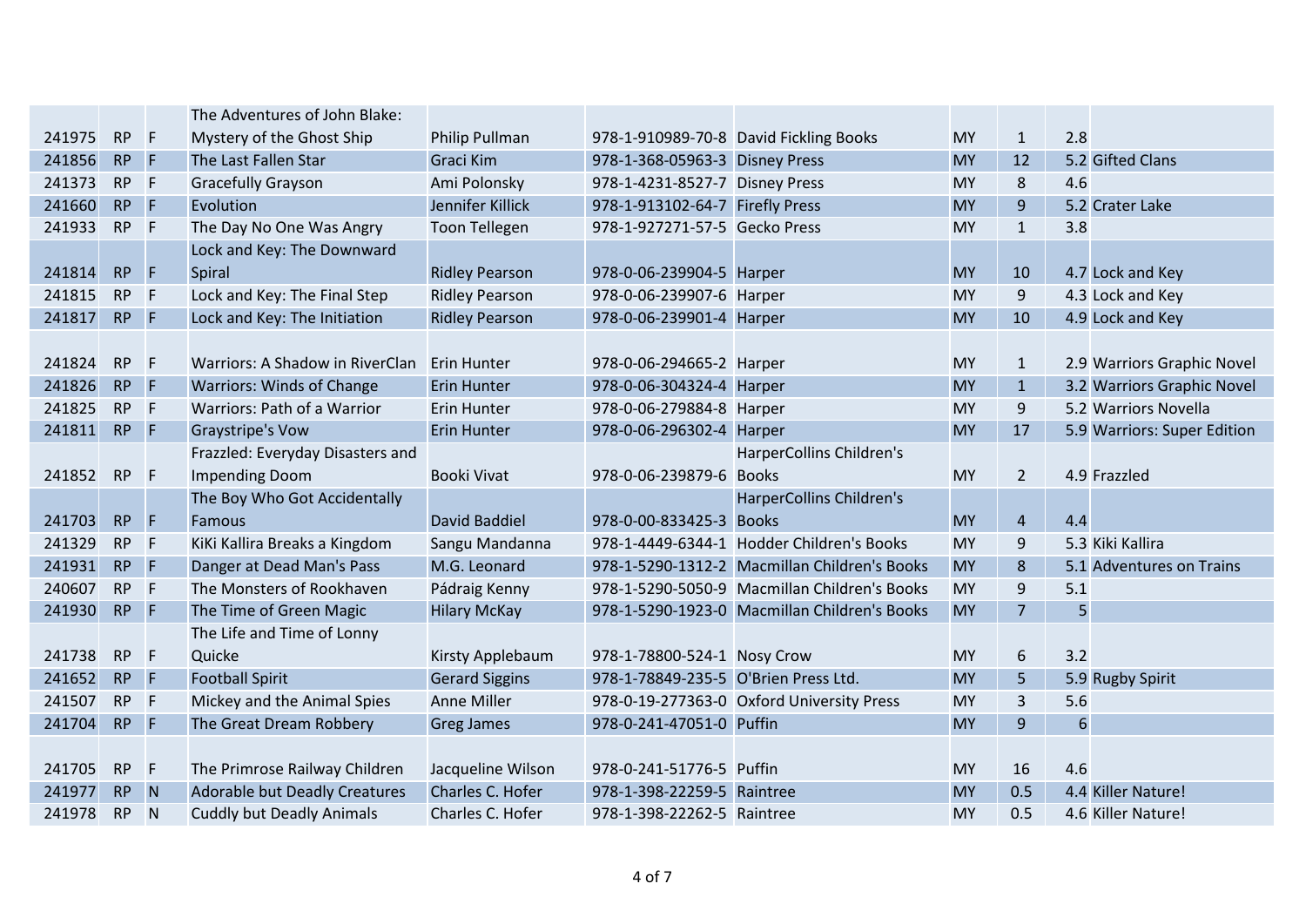| | | | | | | | | | |
|---|---|---|---|---|---|---|---|---|---|
| 241975 | RP | F | The Adventures of John Blake: Mystery of the Ghost Ship | Philip Pullman | 978-1-910989-70-8 | David Fickling Books | MY | 1 | 2.8 | |
| 241856 | RP | F | The Last Fallen Star | Graci Kim | 978-1-368-05963-3 | Disney Press | MY | 12 | 5.2 | Gifted Clans |
| 241373 | RP | F | Gracefully Grayson | Ami Polonsky | 978-1-4231-8527-7 | Disney Press | MY | 8 | 4.6 | |
| 241660 | RP | F | Evolution | Jennifer Killick | 978-1-913102-64-7 | Firefly Press | MY | 9 | 5.2 | Crater Lake |
| 241933 | RP | F | The Day No One Was Angry | Toon Tellegen | 978-1-927271-57-5 | Gecko Press | MY | 1 | 3.8 | |
| 241814 | RP | F | Lock and Key: The Downward Spiral | Ridley Pearson | 978-0-06-239904-5 | Harper | MY | 10 | 4.7 | Lock and Key |
| 241815 | RP | F | Lock and Key: The Final Step | Ridley Pearson | 978-0-06-239907-6 | Harper | MY | 9 | 4.3 | Lock and Key |
| 241817 | RP | F | Lock and Key: The Initiation | Ridley Pearson | 978-0-06-239901-4 | Harper | MY | 10 | 4.9 | Lock and Key |
| 241824 | RP | F | Warriors: A Shadow in RiverClan | Erin Hunter | 978-0-06-294665-2 | Harper | MY | 1 | 2.9 | Warriors Graphic Novel |
| 241826 | RP | F | Warriors: Winds of Change | Erin Hunter | 978-0-06-304324-4 | Harper | MY | 1 | 3.2 | Warriors Graphic Novel |
| 241825 | RP | F | Warriors: Path of a Warrior | Erin Hunter | 978-0-06-279884-8 | Harper | MY | 9 | 5.2 | Warriors Novella |
| 241811 | RP | F | Graystripe's Vow | Erin Hunter | 978-0-06-296302-4 | Harper | MY | 17 | 5.9 | Warriors: Super Edition |
| 241852 | RP | F | Frazzled: Everyday Disasters and Impending Doom | Booki Vivat | 978-0-06-239879-6 | HarperCollins Children's Books | MY | 2 | 4.9 | Frazzled |
| 241703 | RP | F | The Boy Who Got Accidentally Famous | David Baddiel | 978-0-00-833425-3 | HarperCollins Children's Books | MY | 4 | 4.4 | |
| 241329 | RP | F | KiKi Kallira Breaks a Kingdom | Sangu Mandanna | 978-1-4449-6344-1 | Hodder Children's Books | MY | 9 | 5.3 | Kiki Kallira |
| 241931 | RP | F | Danger at Dead Man's Pass | M.G. Leonard | 978-1-5290-1312-2 | Macmillan Children's Books | MY | 8 | 5.1 | Adventures on Trains |
| 240607 | RP | F | The Monsters of Rookhaven | Pádraig Kenny | 978-1-5290-5050-9 | Macmillan Children's Books | MY | 9 | 5.1 | |
| 241930 | RP | F | The Time of Green Magic | Hilary McKay | 978-1-5290-1923-0 | Macmillan Children's Books | MY | 7 | 5 | |
| 241738 | RP | F | The Life and Time of Lonny Quicke | Kirsty Applebaum | 978-1-78800-524-1 | Nosy Crow | MY | 6 | 3.2 | |
| 241652 | RP | F | Football Spirit | Gerard Siggins | 978-1-78849-235-5 | O'Brien Press Ltd. | MY | 5 | 5.9 | Rugby Spirit |
| 241507 | RP | F | Mickey and the Animal Spies | Anne Miller | 978-0-19-277363-0 | Oxford University Press | MY | 3 | 5.6 | |
| 241704 | RP | F | The Great Dream Robbery | Greg James | 978-0-241-47051-0 | Puffin | MY | 9 | 6 | |
| 241705 | RP | F | The Primrose Railway Children | Jacqueline Wilson | 978-0-241-51776-5 | Puffin | MY | 16 | 4.6 | |
| 241977 | RP | N | Adorable but Deadly Creatures | Charles C. Hofer | 978-1-398-22259-5 | Raintree | MY | 0.5 | 4.4 | Killer Nature! |
| 241978 | RP | N | Cuddly but Deadly Animals | Charles C. Hofer | 978-1-398-22262-5 | Raintree | MY | 0.5 | 4.6 | Killer Nature! |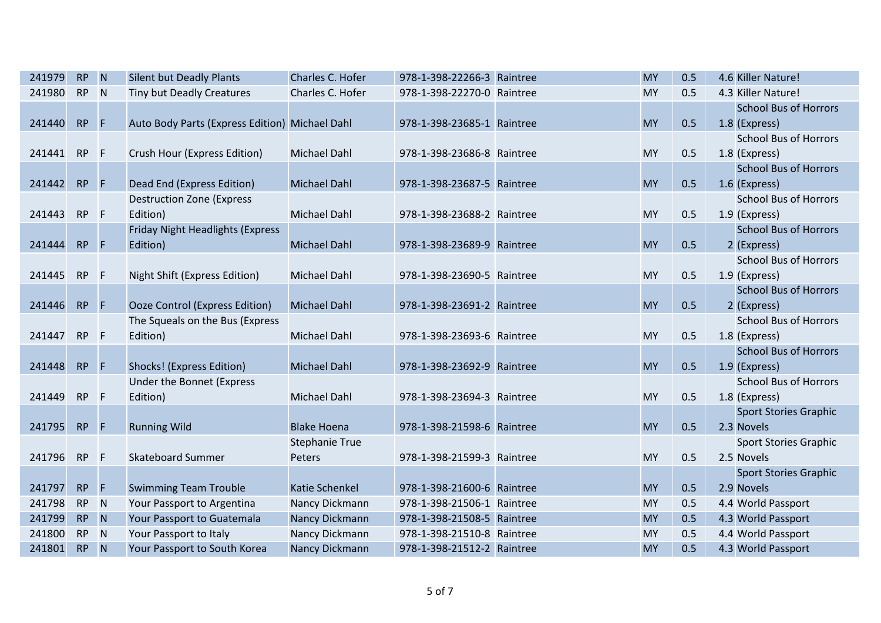| | | | | | | | | | | |
|---|---|---|---|---|---|---|---|---|---|---|
| 241979 | RP | N | Silent but Deadly Plants | Charles C. Hofer | 978-1-398-22266-3 | Raintree | MY | 0.5 | 4.6 | Killer Nature! |
| 241980 | RP | N | Tiny but Deadly Creatures | Charles C. Hofer | 978-1-398-22270-0 | Raintree | MY | 0.5 | 4.3 | Killer Nature! |
| 241440 | RP | F | Auto Body Parts (Express Edition) | Michael Dahl | 978-1-398-23685-1 | Raintree | MY | 0.5 | 1.8 | School Bus of Horrors (Express) |
| 241441 | RP | F | Crush Hour (Express Edition) | Michael Dahl | 978-1-398-23686-8 | Raintree | MY | 0.5 | 1.8 | School Bus of Horrors (Express) |
| 241442 | RP | F | Dead End (Express Edition) | Michael Dahl | 978-1-398-23687-5 | Raintree | MY | 0.5 | 1.6 | School Bus of Horrors (Express) |
| 241443 | RP | F | Destruction Zone (Express Edition) | Michael Dahl | 978-1-398-23688-2 | Raintree | MY | 0.5 | 1.9 | School Bus of Horrors (Express) |
| 241444 | RP | F | Friday Night Headlights (Express Edition) | Michael Dahl | 978-1-398-23689-9 | Raintree | MY | 0.5 | 2 | School Bus of Horrors (Express) |
| 241445 | RP | F | Night Shift (Express Edition) | Michael Dahl | 978-1-398-23690-5 | Raintree | MY | 0.5 | 1.9 | School Bus of Horrors (Express) |
| 241446 | RP | F | Ooze Control (Express Edition) | Michael Dahl | 978-1-398-23691-2 | Raintree | MY | 0.5 | 2 | School Bus of Horrors (Express) |
| 241447 | RP | F | The Squeals on the Bus (Express Edition) | Michael Dahl | 978-1-398-23693-6 | Raintree | MY | 0.5 | 1.8 | School Bus of Horrors (Express) |
| 241448 | RP | F | Shocks! (Express Edition) | Michael Dahl | 978-1-398-23692-9 | Raintree | MY | 0.5 | 1.9 | School Bus of Horrors (Express) |
| 241449 | RP | F | Under the Bonnet (Express Edition) | Michael Dahl | 978-1-398-23694-3 | Raintree | MY | 0.5 | 1.8 | School Bus of Horrors (Express) |
| 241795 | RP | F | Running Wild | Blake Hoena | 978-1-398-21598-6 | Raintree | MY | 0.5 | 2.3 | Sport Stories Graphic Novels |
| 241796 | RP | F | Skateboard Summer | Stephanie True Peters | 978-1-398-21599-3 | Raintree | MY | 0.5 | 2.5 | Sport Stories Graphic Novels |
| 241797 | RP | F | Swimming Team Trouble | Katie Schenkel | 978-1-398-21600-6 | Raintree | MY | 0.5 | 2.9 | Sport Stories Graphic Novels |
| 241798 | RP | N | Your Passport to Argentina | Nancy Dickmann | 978-1-398-21506-1 | Raintree | MY | 0.5 | 4.4 | World Passport |
| 241799 | RP | N | Your Passport to Guatemala | Nancy Dickmann | 978-1-398-21508-5 | Raintree | MY | 0.5 | 4.3 | World Passport |
| 241800 | RP | N | Your Passport to Italy | Nancy Dickmann | 978-1-398-21510-8 | Raintree | MY | 0.5 | 4.4 | World Passport |
| 241801 | RP | N | Your Passport to South Korea | Nancy Dickmann | 978-1-398-21512-2 | Raintree | MY | 0.5 | 4.3 | World Passport |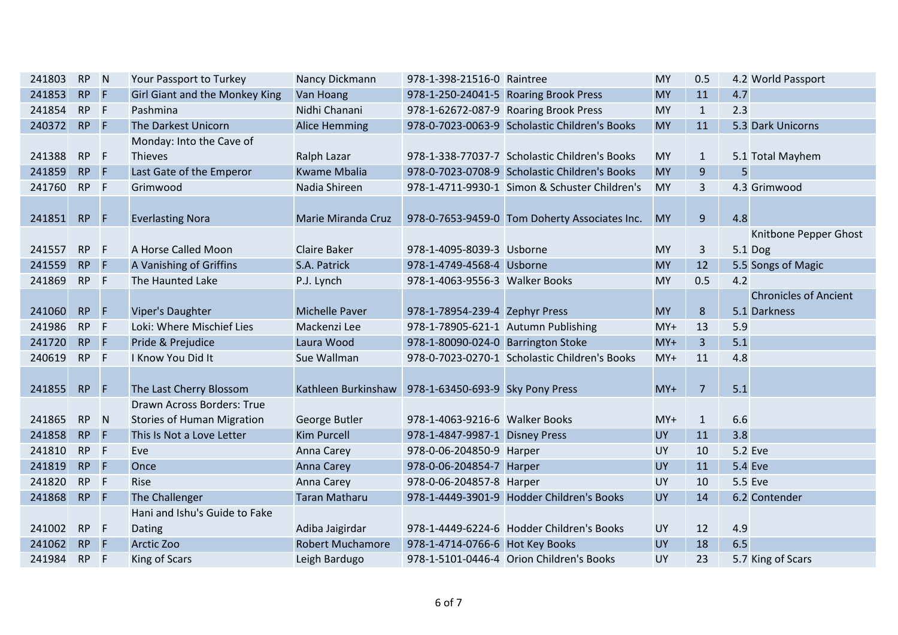| | | | | | | | | | |
|---|---|---|---|---|---|---|---|---|---|
| 241803 | RP | N | Your Passport to Turkey | Nancy Dickmann | 978-1-398-21516-0 | Raintree | MY | 0.5 | 4.2 | World Passport |
| 241853 | RP | F | Girl Giant and the Monkey King | Van Hoang | 978-1-250-24041-5 | Roaring Brook Press | MY | 11 | 4.7 | |
| 241854 | RP | F | Pashmina | Nidhi Chanani | 978-1-62672-087-9 | Roaring Brook Press | MY | 1 | 2.3 | |
| 240372 | RP | F | The Darkest Unicorn | Alice Hemming | 978-0-7023-0063-9 | Scholastic Children's Books | MY | 11 | 5.3 | Dark Unicorns |
| 241388 | RP | F | Monday: Into the Cave of Thieves | Ralph Lazar | 978-1-338-77037-7 | Scholastic Children's Books | MY | 1 | 5.1 | Total Mayhem |
| 241859 | RP | F | Last Gate of the Emperor | Kwame Mbalia | 978-0-7023-0708-9 | Scholastic Children's Books | MY | 9 | 5 | |
| 241760 | RP | F | Grimwood | Nadia Shireen | 978-1-4711-9930-1 | Simon & Schuster Children's | MY | 3 | 4.3 | Grimwood |
| 241851 | RP | F | Everlasting Nora | Marie Miranda Cruz | 978-0-7653-9459-0 | Tom Doherty Associates Inc. | MY | 9 | 4.8 | |
| 241557 | RP | F | A Horse Called Moon | Claire Baker | 978-1-4095-8039-3 | Usborne | MY | 3 | 5.1 | Knitbone Pepper Ghost Dog |
| 241559 | RP | F | A Vanishing of Griffins | S.A. Patrick | 978-1-4749-4568-4 | Usborne | MY | 12 | 5.5 | Songs of Magic |
| 241869 | RP | F | The Haunted Lake | P.J. Lynch | 978-1-4063-9556-3 | Walker Books | MY | 0.5 | 4.2 | |
| 241060 | RP | F | Viper's Daughter | Michelle Paver | 978-1-78954-239-4 | Zephyr Press | MY | 8 | 5.1 | Chronicles of Ancient Darkness |
| 241986 | RP | F | Loki: Where Mischief Lies | Mackenzi Lee | 978-1-78905-621-1 | Autumn Publishing | MY+ | 13 | 5.9 | |
| 241720 | RP | F | Pride & Prejudice | Laura Wood | 978-1-80090-024-0 | Barrington Stoke | MY+ | 3 | 5.1 | |
| 240619 | RP | F | I Know You Did It | Sue Wallman | 978-0-7023-0270-1 | Scholastic Children's Books | MY+ | 11 | 4.8 | |
| 241855 | RP | F | The Last Cherry Blossom | Kathleen Burkinshaw | 978-1-63450-693-9 | Sky Pony Press | MY+ | 7 | 5.1 | |
| 241865 | RP | N | Drawn Across Borders: True Stories of Human Migration | George Butler | 978-1-4063-9216-6 | Walker Books | MY+ | 1 | 6.6 | |
| 241858 | RP | F | This Is Not a Love Letter | Kim Purcell | 978-1-4847-9987-1 | Disney Press | UY | 11 | 3.8 | |
| 241810 | RP | F | Eve | Anna Carey | 978-0-06-204850-9 | Harper | UY | 10 | 5.2 | Eve |
| 241819 | RP | F | Once | Anna Carey | 978-0-06-204854-7 | Harper | UY | 11 | 5.4 | Eve |
| 241820 | RP | F | Rise | Anna Carey | 978-0-06-204857-8 | Harper | UY | 10 | 5.5 | Eve |
| 241868 | RP | F | The Challenger | Taran Matharu | 978-1-4449-3901-9 | Hodder Children's Books | UY | 14 | 6.2 | Contender |
| 241002 | RP | F | Hani and Ishu's Guide to Fake Dating | Adiba Jaigirdar | 978-1-4449-6224-6 | Hodder Children's Books | UY | 12 | 4.9 | |
| 241062 | RP | F | Arctic Zoo | Robert Muchamore | 978-1-4714-0766-6 | Hot Key Books | UY | 18 | 6.5 | |
| 241984 | RP | F | King of Scars | Leigh Bardugo | 978-1-5101-0446-4 | Orion Children's Books | UY | 23 | 5.7 | King of Scars |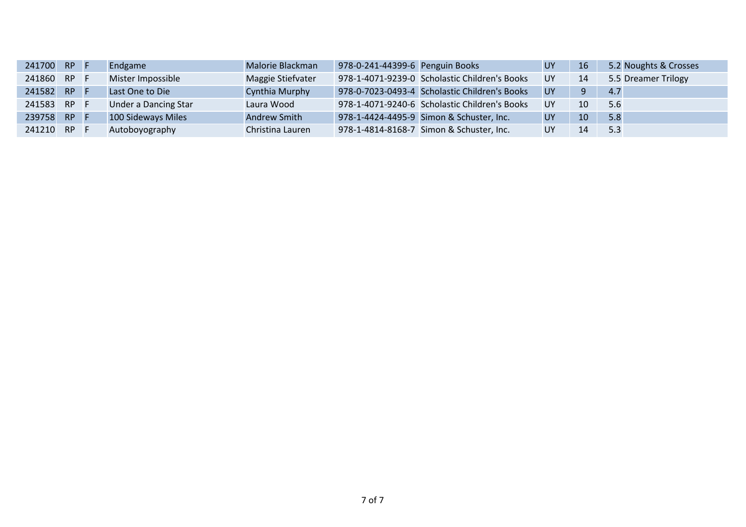| | | | | | | | | | |
|---|---|---|---|---|---|---|---|---|---|
| 241700 | RP | F | Endgame | Malorie Blackman | 978-0-241-44399-6 | Penguin Books | UY | 16 | 5.2 | Noughts & Crosses |
| 241860 | RP | F | Mister Impossible | Maggie Stiefvater | 978-1-4071-9239-0 | Scholastic Children's Books | UY | 14 | 5.5 | Dreamer Trilogy |
| 241582 | RP | F | Last One to Die | Cynthia Murphy | 978-0-7023-0493-4 | Scholastic Children's Books | UY | 9 | 4.7 | |
| 241583 | RP | F | Under a Dancing Star | Laura Wood | 978-1-4071-9240-6 | Scholastic Children's Books | UY | 10 | 5.6 | |
| 239758 | RP | F | 100 Sideways Miles | Andrew Smith | 978-1-4424-4495-9 | Simon & Schuster, Inc. | UY | 10 | 5.8 | |
| 241210 | RP | F | Autoboyography | Christina Lauren | 978-1-4814-8168-7 | Simon & Schuster, Inc. | UY | 14 | 5.3 | |